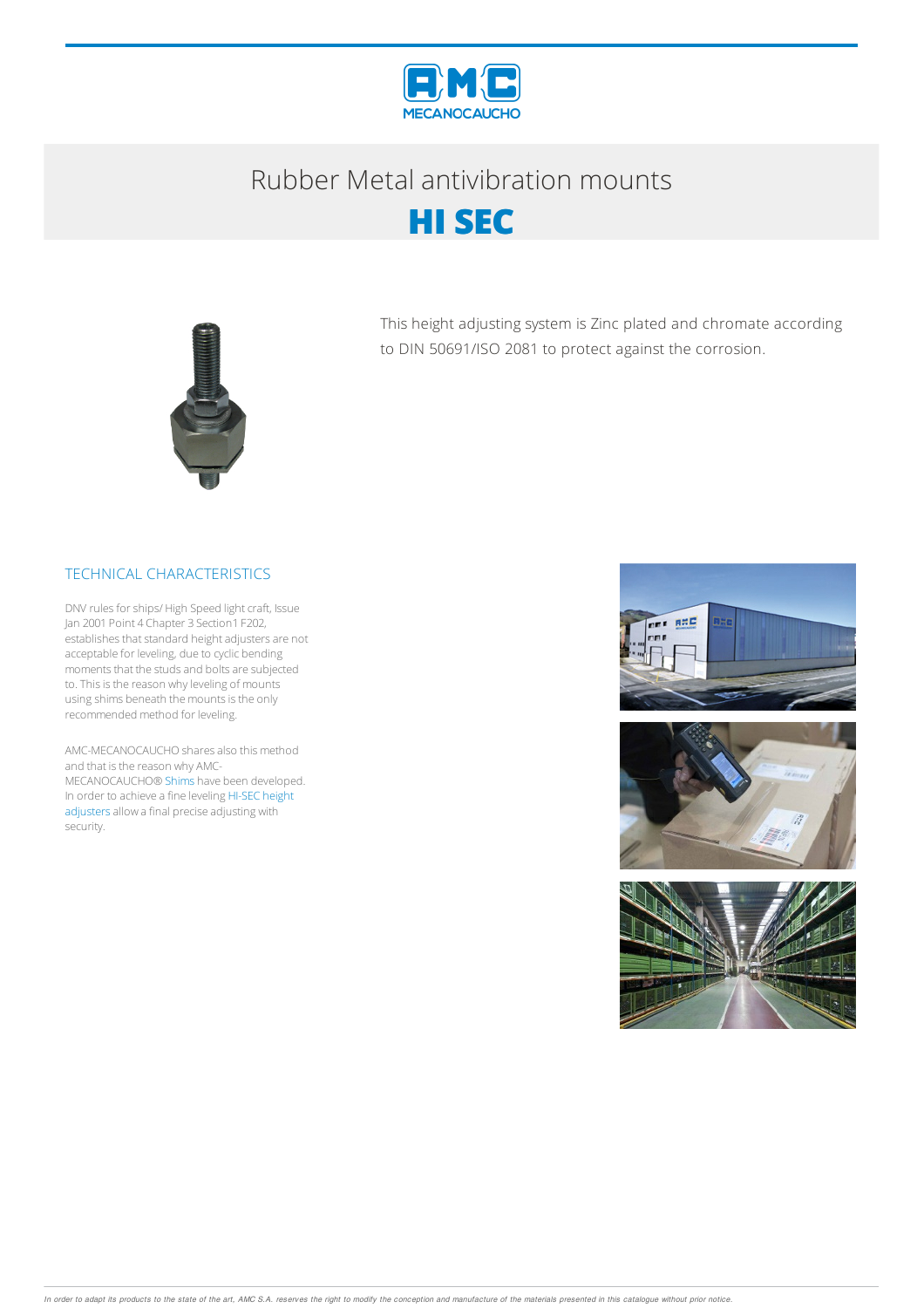# Rubber Metal antivibration mounts

# HI SEC

This height adjusting system is Zinc plated and chromate according to DIN 50691/ISO 2081 to protect against the corrosion.

## TECHNICAL CHARACTERISTICS

DNV rules for ships/ High Speed light craft, Issue Jan 2001 Point 4 Chapter 3 Section1 F202, establishes that standard height adjusters are not acceptable for leveling, due to cyclic bending moments that the studs and bolts are subjected to. This is the reason why leveling of mounts using shims beneath the mounts is the only recommended method for leveling.

AMC-MECANOCAUCHO shares also this method and that is the reason why AMC-MECANOCAUCHO® Shims have been developed. In order to achieve a fine leveling HI-SEC height adjusters allow a final precise adjusting with security.

*In order to adapt its products to the state of the art, AMC S.A. reserves the right to modify the conception and manufacture of the materials presented in this catalogue without prior notice.*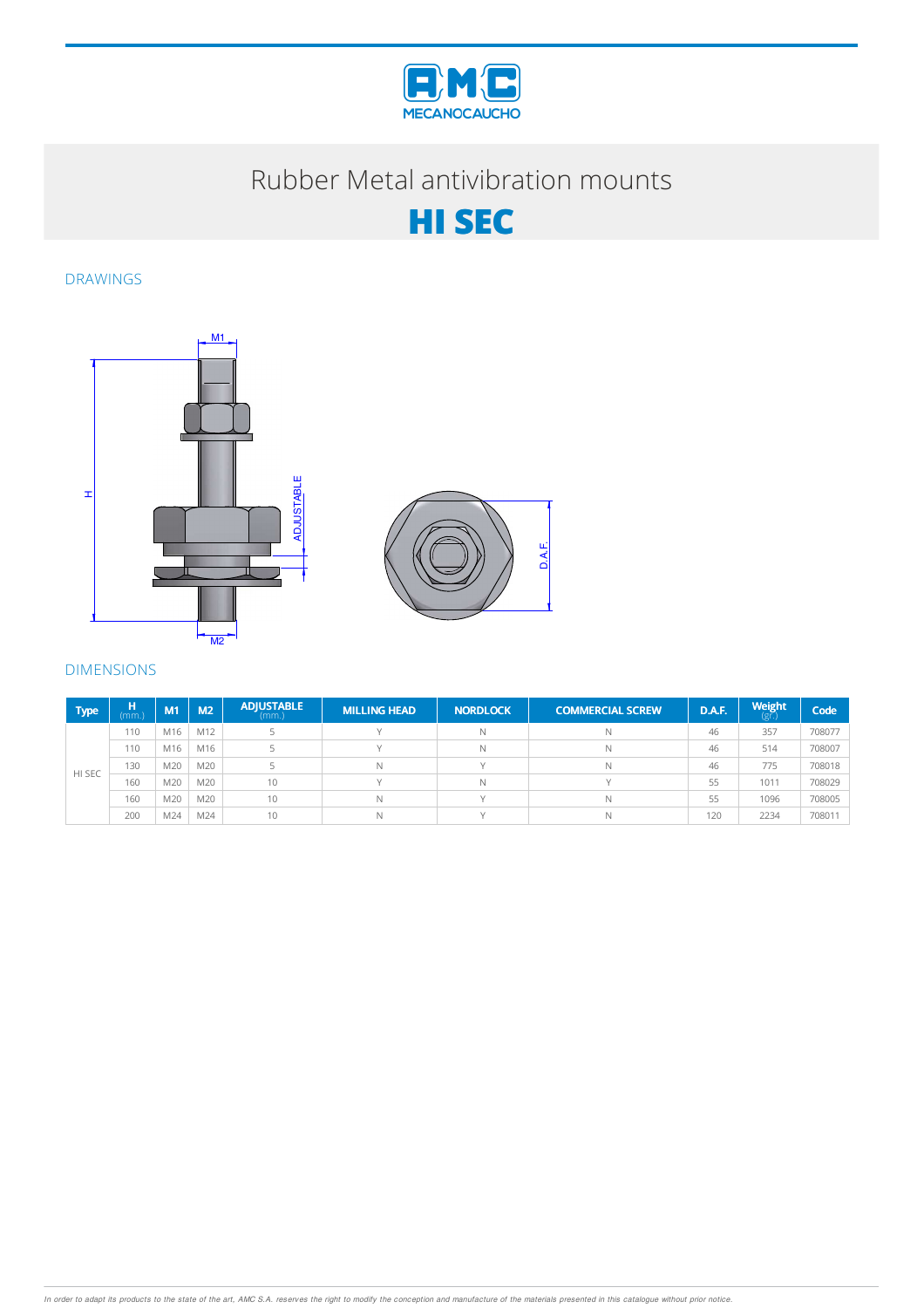MECANOCAUCHO

# Rubber Metal antivibration mounts

# HI SEC

## DRAWINGS

M1

H

ADJUSTABLE

M2

D.A.F.

## DIMENSIONS

| Type | H (mm.) | M1 | M2 | ADJUSTABLE (mm.) | MILLING HEAD | NORDLOCK | COMMERCIAL SCREW | D.A.F. | Weight (gr.) | Code |
|---|---|---|---|---|---|---|---|---|---|---|
| HI SEC | 110 | M16 | M12 | 5 | Y | N | N | 46 | 357 | 708077 |
| | 110 | M16 | M16 | 5 | Y | N | N | 46 | 514 | 708007 |
| | 130 | M20 | M20 | 5 | N | Y | N | 46 | 775 | 708018 |
| | 160 | M20 | M20 | 10 | Y | N | Y | 55 | 1011 | 708029 |
| | 160 | M20 | M20 | 10 | N | Y | N | 55 | 1096 | 708005 |
| | 200 | M24 | M24 | 10 | N | Y | N | 120 | 2234 | 708011 |

*In order to adapt its products to the state of the art, AMC S.A. reserves the right to modify the conception and manufacture of the materials presented in this catalogue without prior notice.*